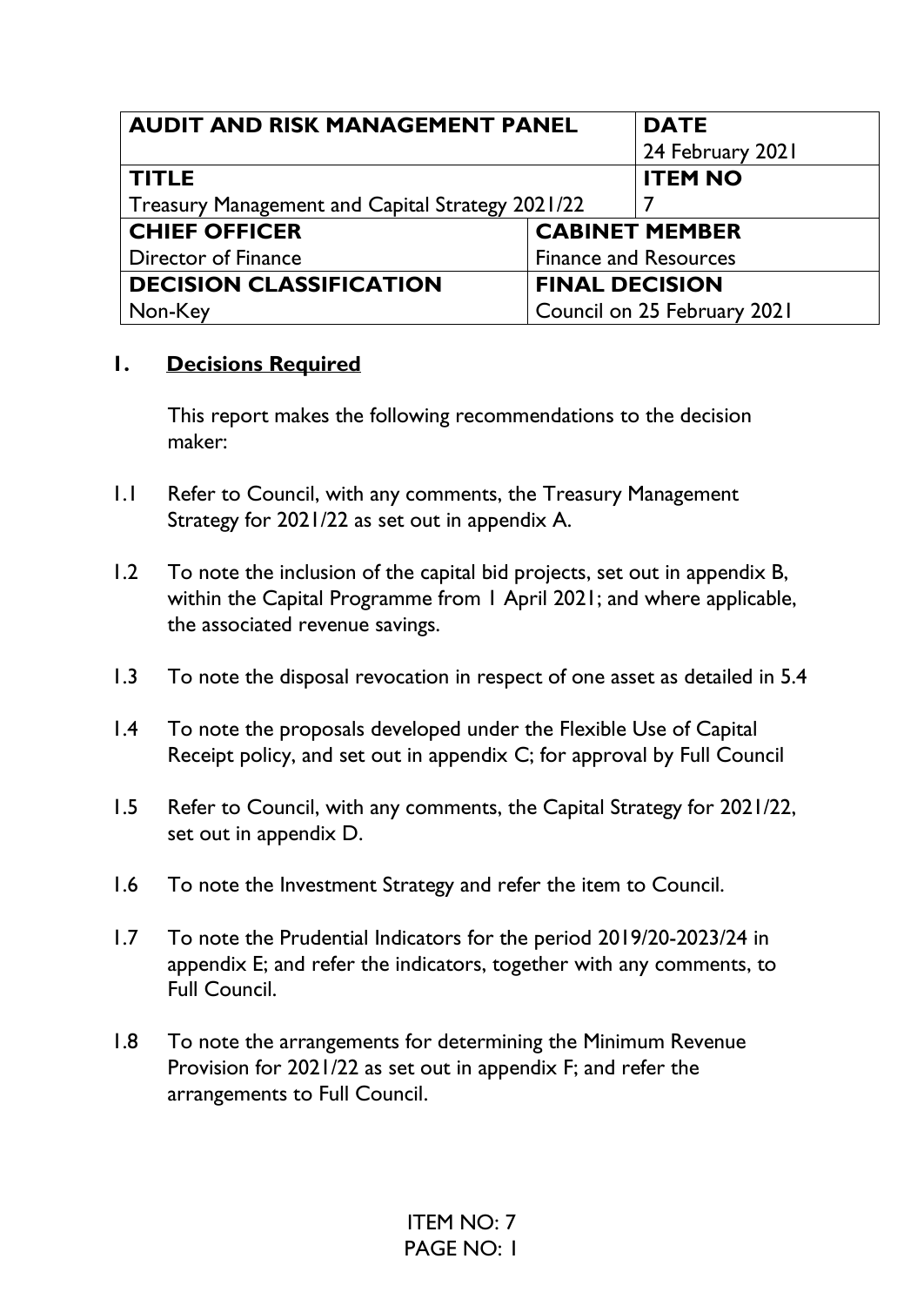| AUDIT AND RISK MANAGEMENT PANEL | | DATE |
|---|---|---|
| | | 24 February 2021 |
| **TITLE** | | **ITEM NO** |
| Treasury Management and Capital Strategy 2021/22 | | 7 |
| **CHIEF OFFICER** | **CABINET MEMBER** | |
| Director of Finance | Finance and Resources | |
| **DECISION CLASSIFICATION** | **FINAL DECISION** | |
| Non-Key | Council on 25 February 2021 | |

## 1. Decisions Required

This report makes the following recommendations to the decision maker:

1.1 Refer to Council, with any comments, the Treasury Management Strategy for 2021/22 as set out in appendix A.

1.2 To note the inclusion of the capital bid projects, set out in appendix B, within the Capital Programme from 1 April 2021; and where applicable, the associated revenue savings.

1.3 To note the disposal revocation in respect of one asset as detailed in 5.4

1.4 To note the proposals developed under the Flexible Use of Capital Receipt policy, and set out in appendix C; for approval by Full Council

1.5 Refer to Council, with any comments, the Capital Strategy for 2021/22, set out in appendix D.

1.6 To note the Investment Strategy and refer the item to Council.

1.7 To note the Prudential Indicators for the period 2019/20-2023/24 in appendix E; and refer the indicators, together with any comments, to Full Council.

1.8 To note the arrangements for determining the Minimum Revenue Provision for 2021/22 as set out in appendix F; and refer the arrangements to Full Council.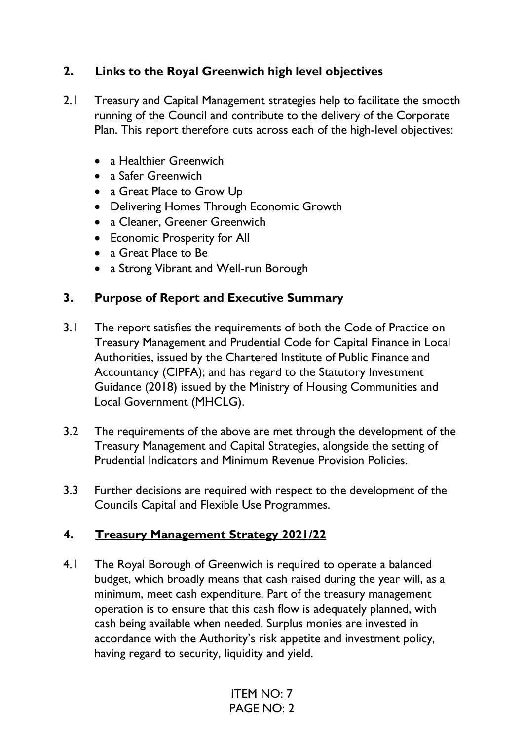## 2. Links to the Royal Greenwich high level objectives

2.1 Treasury and Capital Management strategies help to facilitate the smooth running of the Council and contribute to the delivery of the Corporate Plan. This report therefore cuts across each of the high-level objectives:

- a Healthier Greenwich
- a Safer Greenwich
- a Great Place to Grow Up
- Delivering Homes Through Economic Growth
- a Cleaner, Greener Greenwich
- Economic Prosperity for All
- a Great Place to Be
- a Strong Vibrant and Well-run Borough

## 3. Purpose of Report and Executive Summary

3.1 The report satisfies the requirements of both the Code of Practice on Treasury Management and Prudential Code for Capital Finance in Local Authorities, issued by the Chartered Institute of Public Finance and Accountancy (CIPFA); and has regard to the Statutory Investment Guidance (2018) issued by the Ministry of Housing Communities and Local Government (MHCLG).

3.2 The requirements of the above are met through the development of the Treasury Management and Capital Strategies, alongside the setting of Prudential Indicators and Minimum Revenue Provision Policies.

3.3 Further decisions are required with respect to the development of the Councils Capital and Flexible Use Programmes.

## 4. Treasury Management Strategy 2021/22

4.1 The Royal Borough of Greenwich is required to operate a balanced budget, which broadly means that cash raised during the year will, as a minimum, meet cash expenditure. Part of the treasury management operation is to ensure that this cash flow is adequately planned, with cash being available when needed. Surplus monies are invested in accordance with the Authority's risk appetite and investment policy, having regard to security, liquidity and yield.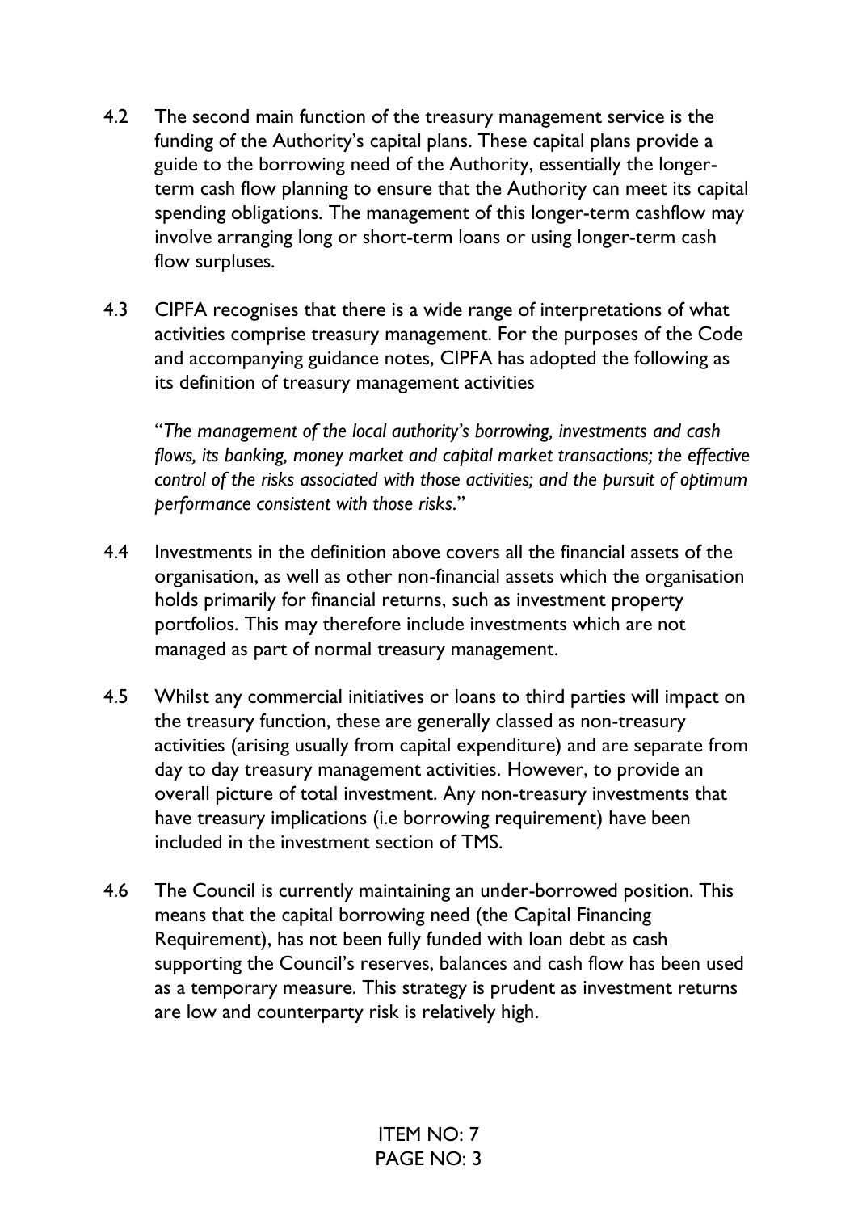4.2 The second main function of the treasury management service is the funding of the Authority's capital plans. These capital plans provide a guide to the borrowing need of the Authority, essentially the longer-term cash flow planning to ensure that the Authority can meet its capital spending obligations. The management of this longer-term cashflow may involve arranging long or short-term loans or using longer-term cash flow surpluses.

4.3 CIPFA recognises that there is a wide range of interpretations of what activities comprise treasury management. For the purposes of the Code and accompanying guidance notes, CIPFA has adopted the following as its definition of treasury management activities

"*The management of the local authority's borrowing, investments and cash flows, its banking, money market and capital market transactions; the effective control of the risks associated with those activities; and the pursuit of optimum performance consistent with those risks*."

4.4 Investments in the definition above covers all the financial assets of the organisation, as well as other non-financial assets which the organisation holds primarily for financial returns, such as investment property portfolios. This may therefore include investments which are not managed as part of normal treasury management.

4.5 Whilst any commercial initiatives or loans to third parties will impact on the treasury function, these are generally classed as non-treasury activities (arising usually from capital expenditure) and are separate from day to day treasury management activities. However, to provide an overall picture of total investment. Any non-treasury investments that have treasury implications (i.e borrowing requirement) have been included in the investment section of TMS.

4.6 The Council is currently maintaining an under-borrowed position. This means that the capital borrowing need (the Capital Financing Requirement), has not been fully funded with loan debt as cash supporting the Council's reserves, balances and cash flow has been used as a temporary measure. This strategy is prudent as investment returns are low and counterparty risk is relatively high.

ITEM NO: 7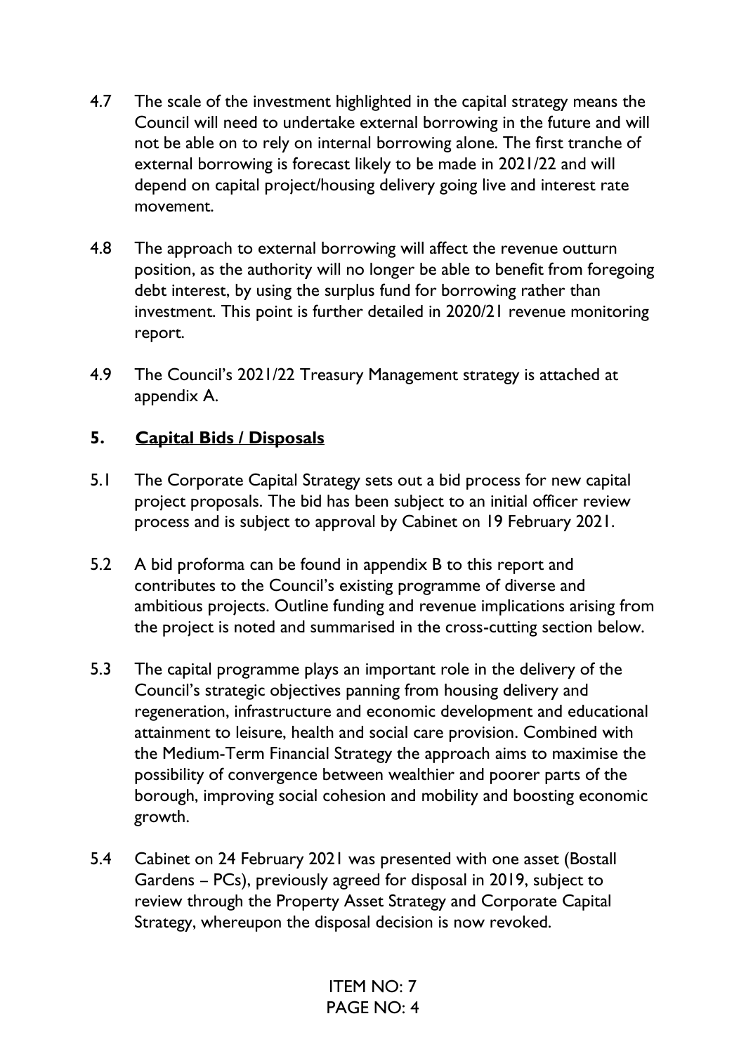4.7 The scale of the investment highlighted in the capital strategy means the Council will need to undertake external borrowing in the future and will not be able on to rely on internal borrowing alone. The first tranche of external borrowing is forecast likely to be made in 2021/22 and will depend on capital project/housing delivery going live and interest rate movement.

4.8 The approach to external borrowing will affect the revenue outturn position, as the authority will no longer be able to benefit from foregoing debt interest, by using the surplus fund for borrowing rather than investment. This point is further detailed in 2020/21 revenue monitoring report.

4.9 The Council's 2021/22 Treasury Management strategy is attached at appendix A.

## 5. Capital Bids / Disposals

5.1 The Corporate Capital Strategy sets out a bid process for new capital project proposals. The bid has been subject to an initial officer review process and is subject to approval by Cabinet on 19 February 2021.

5.2 A bid proforma can be found in appendix B to this report and contributes to the Council's existing programme of diverse and ambitious projects. Outline funding and revenue implications arising from the project is noted and summarised in the cross-cutting section below.

5.3 The capital programme plays an important role in the delivery of the Council's strategic objectives panning from housing delivery and regeneration, infrastructure and economic development and educational attainment to leisure, health and social care provision. Combined with the Medium-Term Financial Strategy the approach aims to maximise the possibility of convergence between wealthier and poorer parts of the borough, improving social cohesion and mobility and boosting economic growth.

5.4 Cabinet on 24 February 2021 was presented with one asset (Bostall Gardens – PCs), previously agreed for disposal in 2019, subject to review through the Property Asset Strategy and Corporate Capital Strategy, whereupon the disposal decision is now revoked.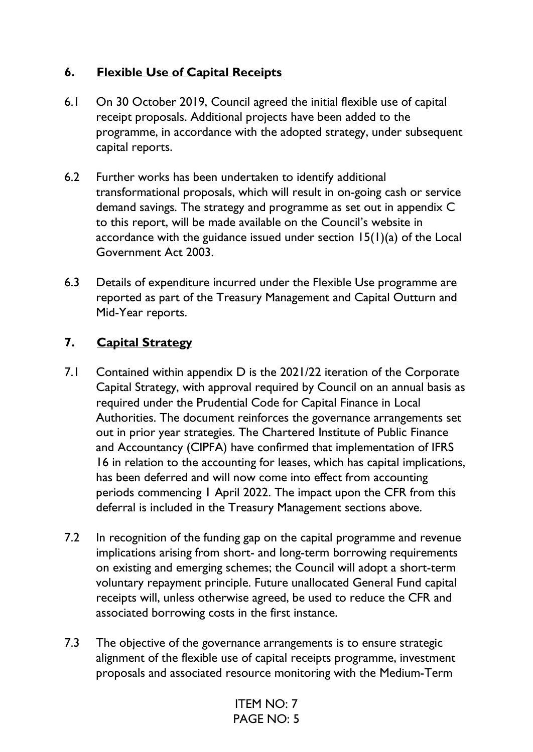## 6. Flexible Use of Capital Receipts

6.1 On 30 October 2019, Council agreed the initial flexible use of capital receipt proposals. Additional projects have been added to the programme, in accordance with the adopted strategy, under subsequent capital reports.

6.2 Further works has been undertaken to identify additional transformational proposals, which will result in on-going cash or service demand savings. The strategy and programme as set out in appendix C to this report, will be made available on the Council's website in accordance with the guidance issued under section 15(1)(a) of the Local Government Act 2003.

6.3 Details of expenditure incurred under the Flexible Use programme are reported as part of the Treasury Management and Capital Outturn and Mid-Year reports.

## 7. Capital Strategy

7.1 Contained within appendix D is the 2021/22 iteration of the Corporate Capital Strategy, with approval required by Council on an annual basis as required under the Prudential Code for Capital Finance in Local Authorities. The document reinforces the governance arrangements set out in prior year strategies. The Chartered Institute of Public Finance and Accountancy (CIPFA) have confirmed that implementation of IFRS 16 in relation to the accounting for leases, which has capital implications, has been deferred and will now come into effect from accounting periods commencing 1 April 2022. The impact upon the CFR from this deferral is included in the Treasury Management sections above.

7.2 In recognition of the funding gap on the capital programme and revenue implications arising from short- and long-term borrowing requirements on existing and emerging schemes; the Council will adopt a short-term voluntary repayment principle. Future unallocated General Fund capital receipts will, unless otherwise agreed, be used to reduce the CFR and associated borrowing costs in the first instance.

7.3 The objective of the governance arrangements is to ensure strategic alignment of the flexible use of capital receipts programme, investment proposals and associated resource monitoring with the Medium-Term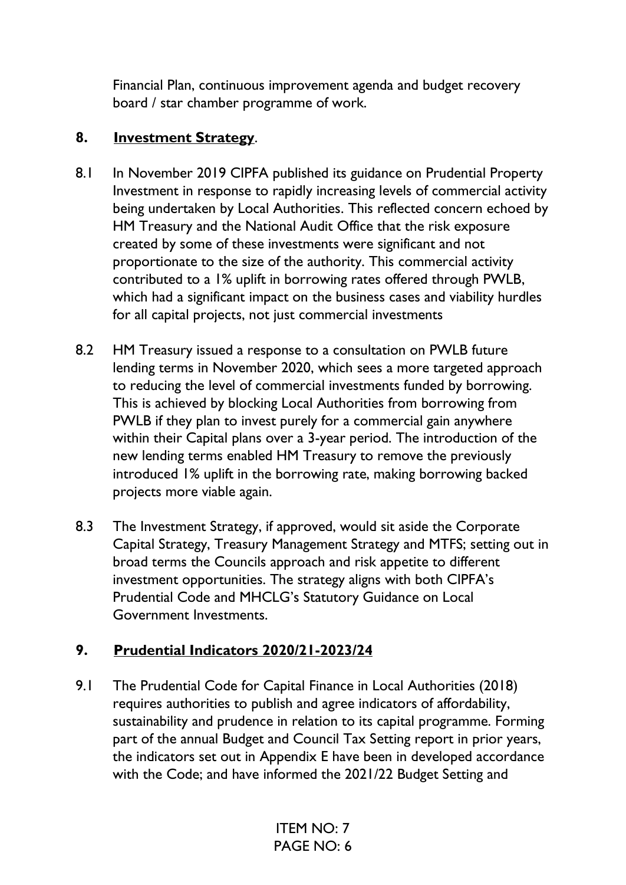Financial Plan, continuous improvement agenda and budget recovery board / star chamber programme of work.

## 8. Investment Strategy.

8.1 In November 2019 CIPFA published its guidance on Prudential Property Investment in response to rapidly increasing levels of commercial activity being undertaken by Local Authorities. This reflected concern echoed by HM Treasury and the National Audit Office that the risk exposure created by some of these investments were significant and not proportionate to the size of the authority. This commercial activity contributed to a 1% uplift in borrowing rates offered through PWLB, which had a significant impact on the business cases and viability hurdles for all capital projects, not just commercial investments

8.2 HM Treasury issued a response to a consultation on PWLB future lending terms in November 2020, which sees a more targeted approach to reducing the level of commercial investments funded by borrowing. This is achieved by blocking Local Authorities from borrowing from PWLB if they plan to invest purely for a commercial gain anywhere within their Capital plans over a 3-year period. The introduction of the new lending terms enabled HM Treasury to remove the previously introduced 1% uplift in the borrowing rate, making borrowing backed projects more viable again.

8.3 The Investment Strategy, if approved, would sit aside the Corporate Capital Strategy, Treasury Management Strategy and MTFS; setting out in broad terms the Councils approach and risk appetite to different investment opportunities. The strategy aligns with both CIPFA's Prudential Code and MHCLG's Statutory Guidance on Local Government Investments.

## 9. Prudential Indicators 2020/21-2023/24

9.1 The Prudential Code for Capital Finance in Local Authorities (2018) requires authorities to publish and agree indicators of affordability, sustainability and prudence in relation to its capital programme. Forming part of the annual Budget and Council Tax Setting report in prior years, the indicators set out in Appendix E have been in developed accordance with the Code; and have informed the 2021/22 Budget Setting and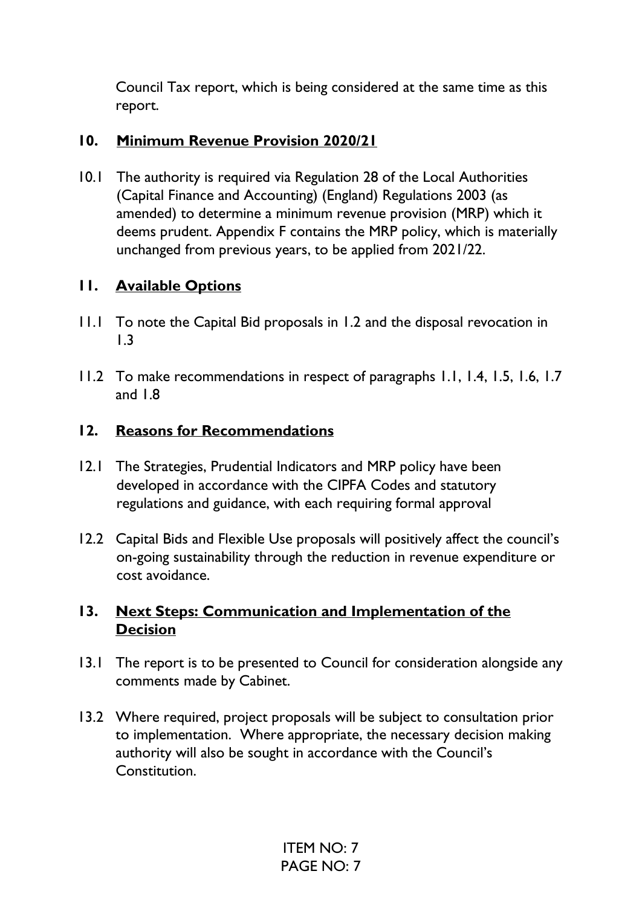Council Tax report, which is being considered at the same time as this report.

## 10. Minimum Revenue Provision 2020/21

10.1 The authority is required via Regulation 28 of the Local Authorities (Capital Finance and Accounting) (England) Regulations 2003 (as amended) to determine a minimum revenue provision (MRP) which it deems prudent. Appendix F contains the MRP policy, which is materially unchanged from previous years, to be applied from 2021/22.

## 11. Available Options

11.1 To note the Capital Bid proposals in 1.2 and the disposal revocation in 1.3

11.2 To make recommendations in respect of paragraphs 1.1, 1.4, 1.5, 1.6, 1.7 and 1.8

## 12. Reasons for Recommendations

12.1 The Strategies, Prudential Indicators and MRP policy have been developed in accordance with the CIPFA Codes and statutory regulations and guidance, with each requiring formal approval

12.2 Capital Bids and Flexible Use proposals will positively affect the council's on-going sustainability through the reduction in revenue expenditure or cost avoidance.

## 13. Next Steps: Communication and Implementation of the Decision

13.1 The report is to be presented to Council for consideration alongside any comments made by Cabinet.

13.2 Where required, project proposals will be subject to consultation prior to implementation. Where appropriate, the necessary decision making authority will also be sought in accordance with the Council's Constitution.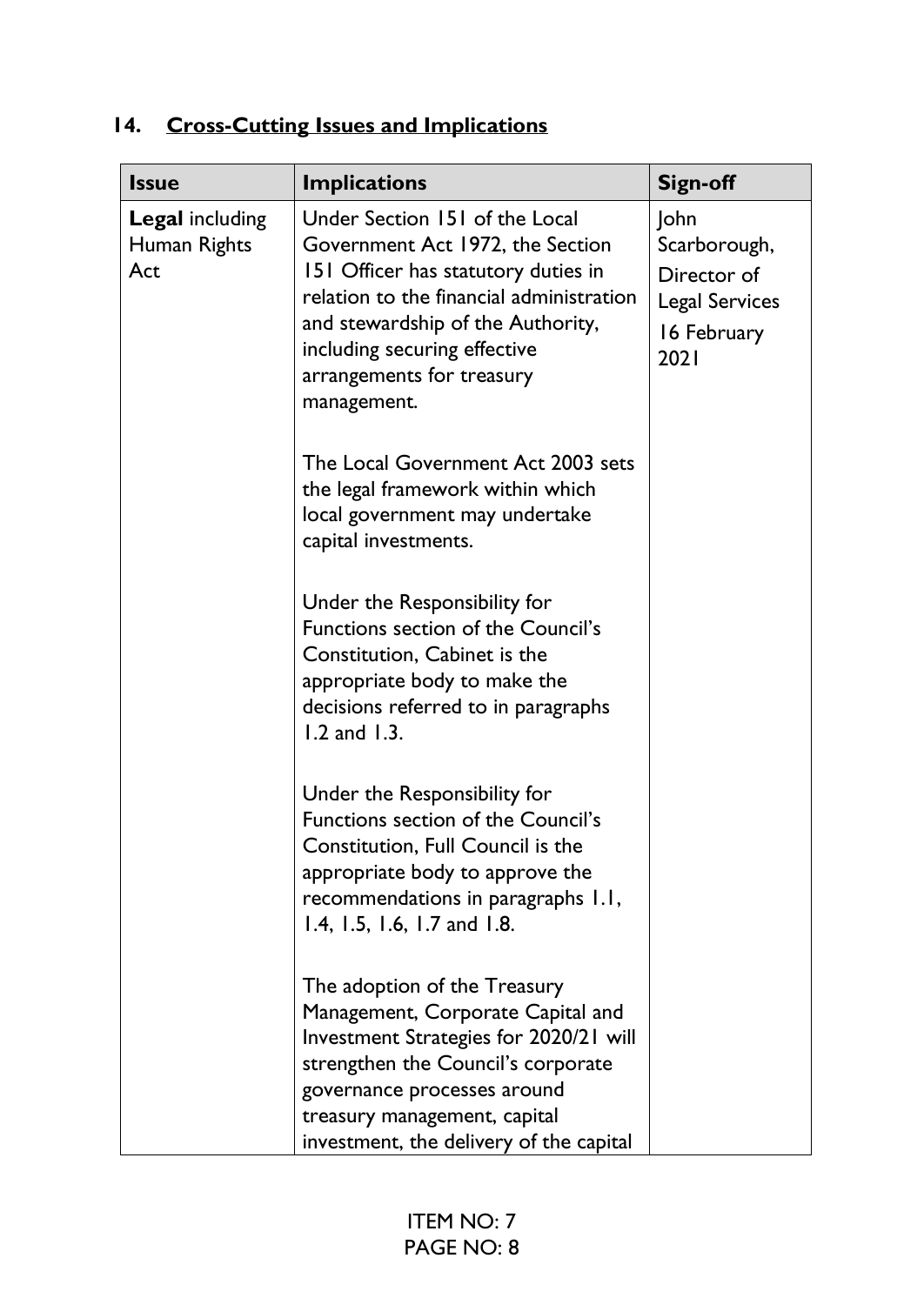## 14. Cross-Cutting Issues and Implications

| Issue | Implications | Sign-off |
|---|---|---|
| **Legal** including Human Rights Act | Under Section 151 of the Local Government Act 1972, the Section 151 Officer has statutory duties in relation to the financial administration and stewardship of the Authority, including securing effective arrangements for treasury management.<br><br>The Local Government Act 2003 sets the legal framework within which local government may undertake capital investments.<br><br>Under the Responsibility for Functions section of the Council's Constitution, Cabinet is the appropriate body to make the decisions referred to in paragraphs 1.2 and 1.3.<br><br>Under the Responsibility for Functions section of the Council's Constitution, Full Council is the appropriate body to approve the recommendations in paragraphs 1.1, 1.4, 1.5, 1.6, 1.7 and 1.8.<br><br>The adoption of the Treasury Management, Corporate Capital and Investment Strategies for 2020/21 will strengthen the Council's corporate governance processes around treasury management, capital investment, the delivery of the capital | John Scarborough, Director of Legal Services<br>16 February 2021 |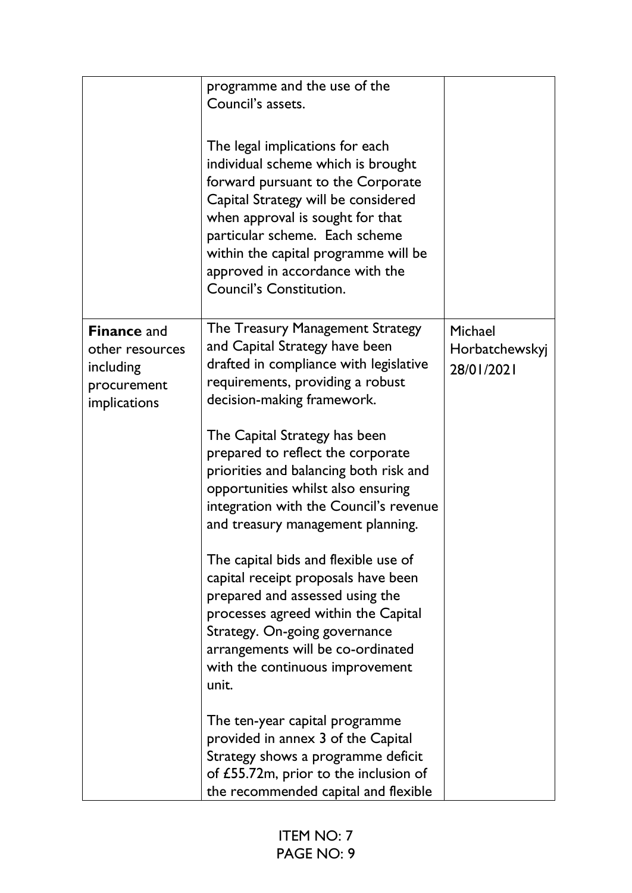| | | |
|---|---|---|
| | programme and the use of the Council's assets.<br><br>The legal implications for each individual scheme which is brought forward pursuant to the Corporate Capital Strategy will be considered when approval is sought for that particular scheme. Each scheme within the capital programme will be approved in accordance with the Council's Constitution. | |
| **Finance** and other resources including procurement implications | The Treasury Management Strategy and Capital Strategy have been drafted in compliance with legislative requirements, providing a robust decision-making framework.<br><br>The Capital Strategy has been prepared to reflect the corporate priorities and balancing both risk and opportunities whilst also ensuring integration with the Council's revenue and treasury management planning.<br><br>The capital bids and flexible use of capital receipt proposals have been prepared and assessed using the processes agreed within the Capital Strategy. On-going governance arrangements will be co-ordinated with the continuous improvement unit.<br><br>The ten-year capital programme provided in annex 3 of the Capital Strategy shows a programme deficit of £55.72m, prior to the inclusion of the recommended capital and flexible | Michael Horbatchewskyj 28/01/2021 |

ITEM NO: 7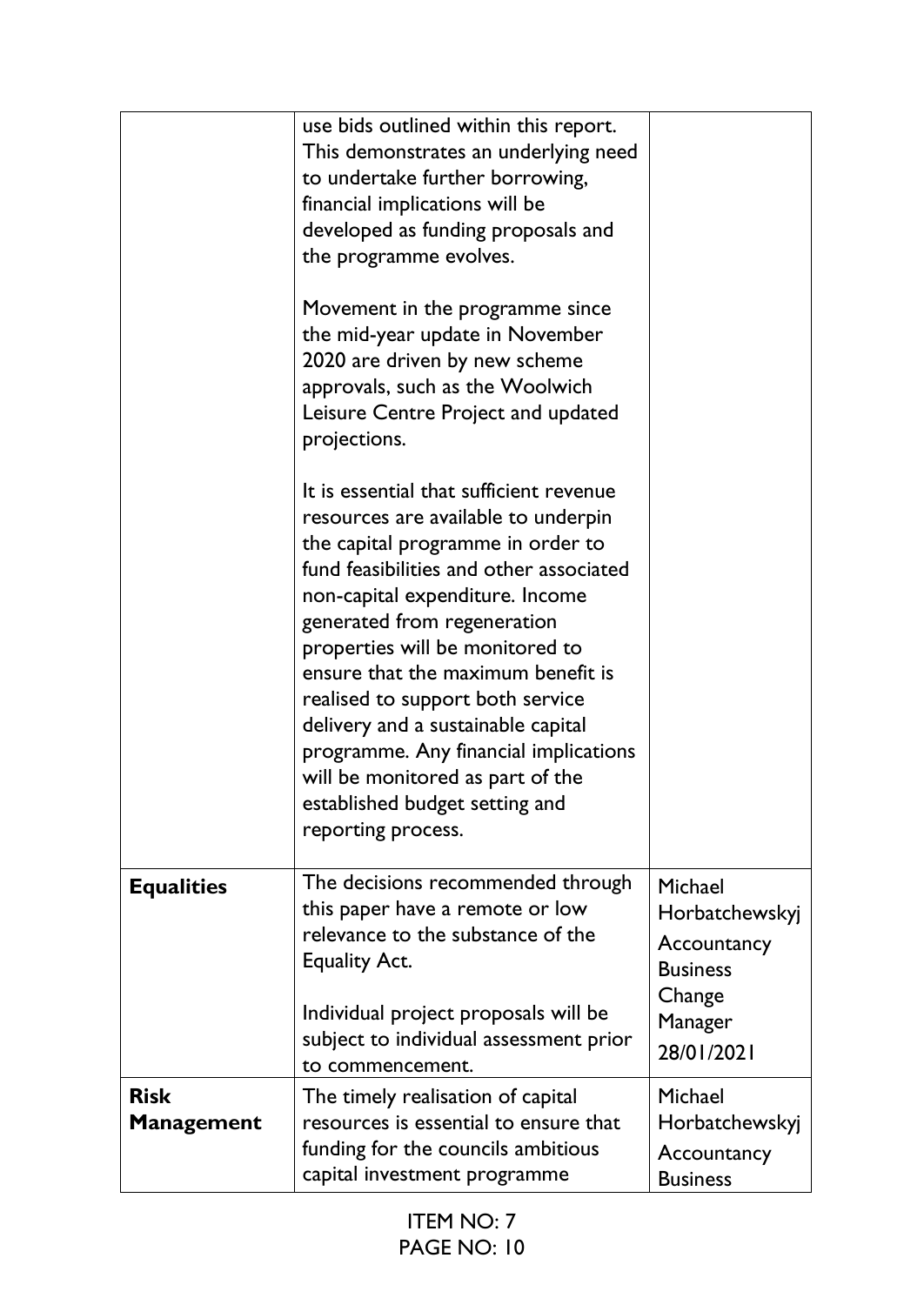| | | |
|---|---|---|
| | use bids outlined within this report. This demonstrates an underlying need to undertake further borrowing, financial implications will be developed as funding proposals and the programme evolves.<br><br>Movement in the programme since the mid-year update in November 2020 are driven by new scheme approvals, such as the Woolwich Leisure Centre Project and updated projections.<br><br>It is essential that sufficient revenue resources are available to underpin the capital programme in order to fund feasibilities and other associated non-capital expenditure. Income generated from regeneration properties will be monitored to ensure that the maximum benefit is realised to support both service delivery and a sustainable capital programme. Any financial implications will be monitored as part of the established budget setting and reporting process. | |
| **Equalities** | The decisions recommended through this paper have a remote or low relevance to the substance of the Equality Act.<br><br>Individual project proposals will be subject to individual assessment prior to commencement. | Michael Horbatchewskyj Accountancy Business Change Manager 28/01/2021 |
| **Risk Management** | The timely realisation of capital resources is essential to ensure that funding for the councils ambitious capital investment programme | Michael Horbatchewskyj Accountancy Business |

ITEM NO: 7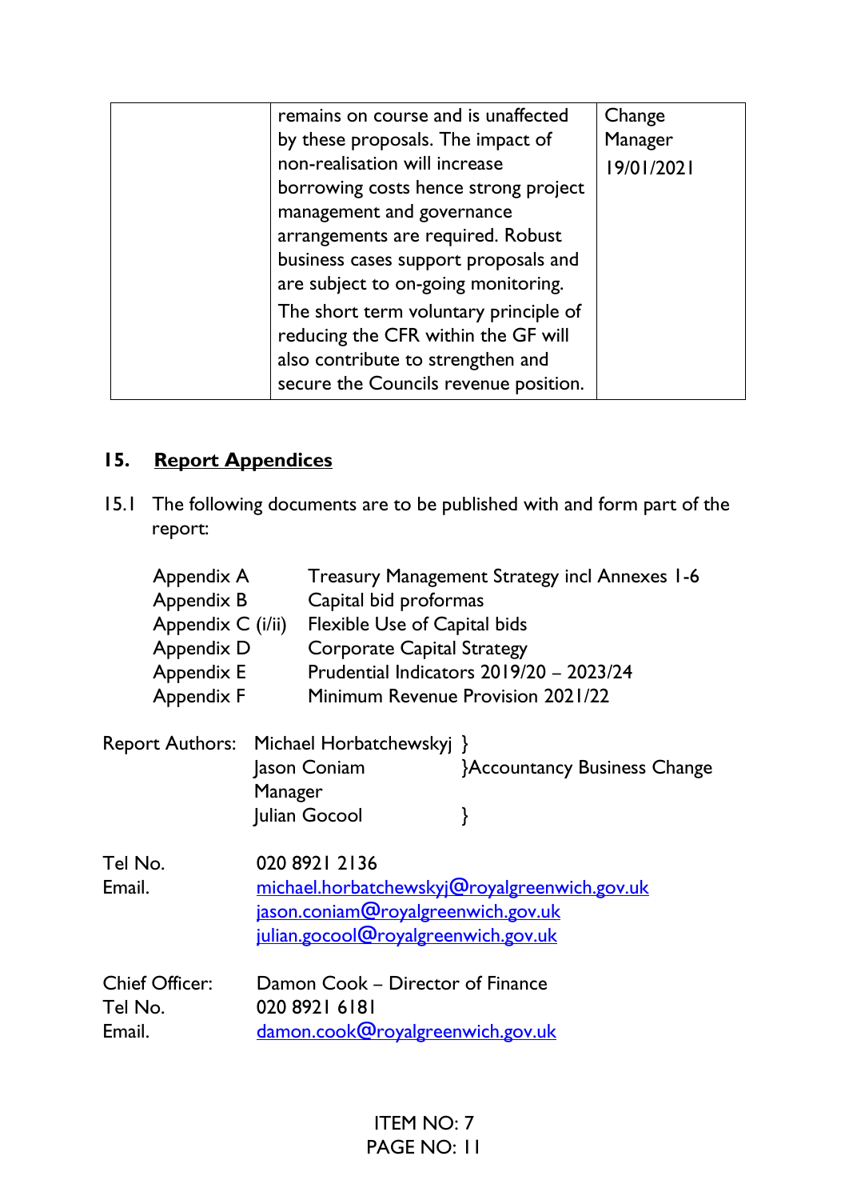| | | |
|---|---|---|
| | remains on course and is unaffected by these proposals. The impact of non-realisation will increase borrowing costs hence strong project management and governance arrangements are required. Robust business cases support proposals and are subject to on-going monitoring.<br><br>The short term voluntary principle of reducing the CFR within the GF will also contribute to strengthen and secure the Councils revenue position. | Change Manager<br>19/01/2021 |

## 15. Report Appendices

15.1 The following documents are to be published with and form part of the report:

| | |
|---|---|
| Appendix A | Treasury Management Strategy incl Annexes 1-6 |
| Appendix B | Capital bid proformas |
| Appendix C (i/ii) | Flexible Use of Capital bids |
| Appendix D | Corporate Capital Strategy |
| Appendix E | Prudential Indicators 2019/20 – 2023/24 |
| Appendix F | Minimum Revenue Provision 2021/22 |

Report Authors: Michael Horbatchewskyj }
Jason Coniam }Accountancy Business Change Manager
Julian Gocool }

Tel No. 020 8921 2136
Email. michael.horbatchewskyj@royalgreenwich.gov.uk
jason.coniam@royalgreenwich.gov.uk
julian.gocool@royalgreenwich.gov.uk

Chief Officer: Damon Cook – Director of Finance
Tel No. 020 8921 6181
Email. damon.cook@royalgreenwich.gov.uk

ITEM NO: 7